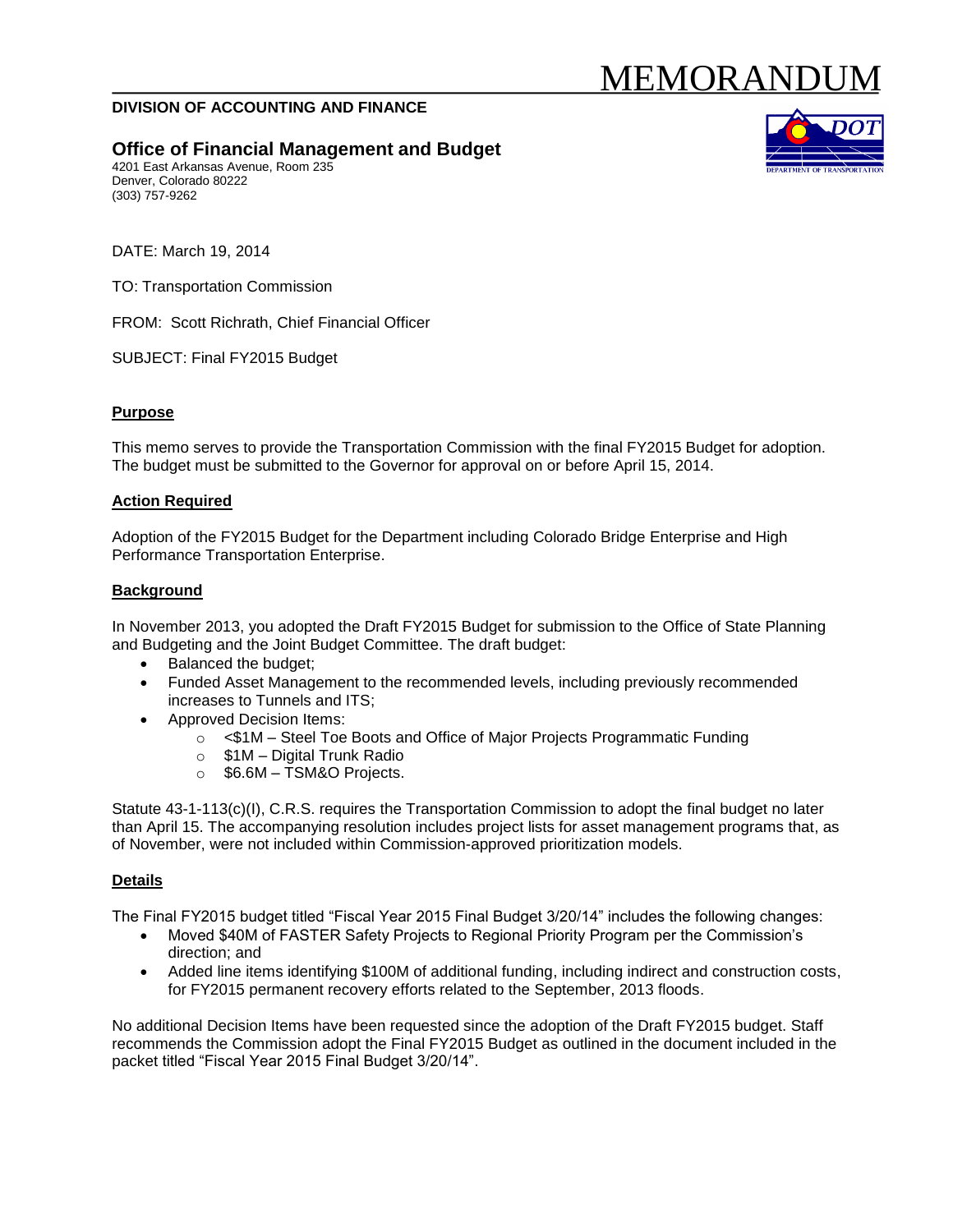# MEMORANDUM

**DIVISION OF ACCOUNTING AND FINANCE**

## Office of Financial Management and Budget

4201 East Arkansas Avenue, Room 235
Denver, Colorado 80222
(303) 757-9262

DATE: March 19, 2014

TO: Transportation Commission

FROM: Scott Richrath, Chief Financial Officer

SUBJECT: Final FY2015 Budget

### Purpose

This memo serves to provide the Transportation Commission with the final FY2015 Budget for adoption. The budget must be submitted to the Governor for approval on or before April 15, 2014.

### Action Required

Adoption of the FY2015 Budget for the Department including Colorado Bridge Enterprise and High Performance Transportation Enterprise.

### Background

In November 2013, you adopted the Draft FY2015 Budget for submission to the Office of State Planning and Budgeting and the Joint Budget Committee. The draft budget:

- Balanced the budget;
- Funded Asset Management to the recommended levels, including previously recommended increases to Tunnels and ITS;
- Approved Decision Items:
  - <$1M – Steel Toe Boots and Office of Major Projects Programmatic Funding
  - $1M – Digital Trunk Radio
  - $6.6M – TSM&O Projects.

Statute 43-1-113(c)(I), C.R.S. requires the Transportation Commission to adopt the final budget no later than April 15. The accompanying resolution includes project lists for asset management programs that, as of November, were not included within Commission-approved prioritization models.

### Details

The Final FY2015 budget titled "Fiscal Year 2015 Final Budget 3/20/14" includes the following changes:

- Moved $40M of FASTER Safety Projects to Regional Priority Program per the Commission's direction; and
- Added line items identifying $100M of additional funding, including indirect and construction costs, for FY2015 permanent recovery efforts related to the September, 2013 floods.

No additional Decision Items have been requested since the adoption of the Draft FY2015 budget. Staff recommends the Commission adopt the Final FY2015 Budget as outlined in the document included in the packet titled "Fiscal Year 2015 Final Budget 3/20/14".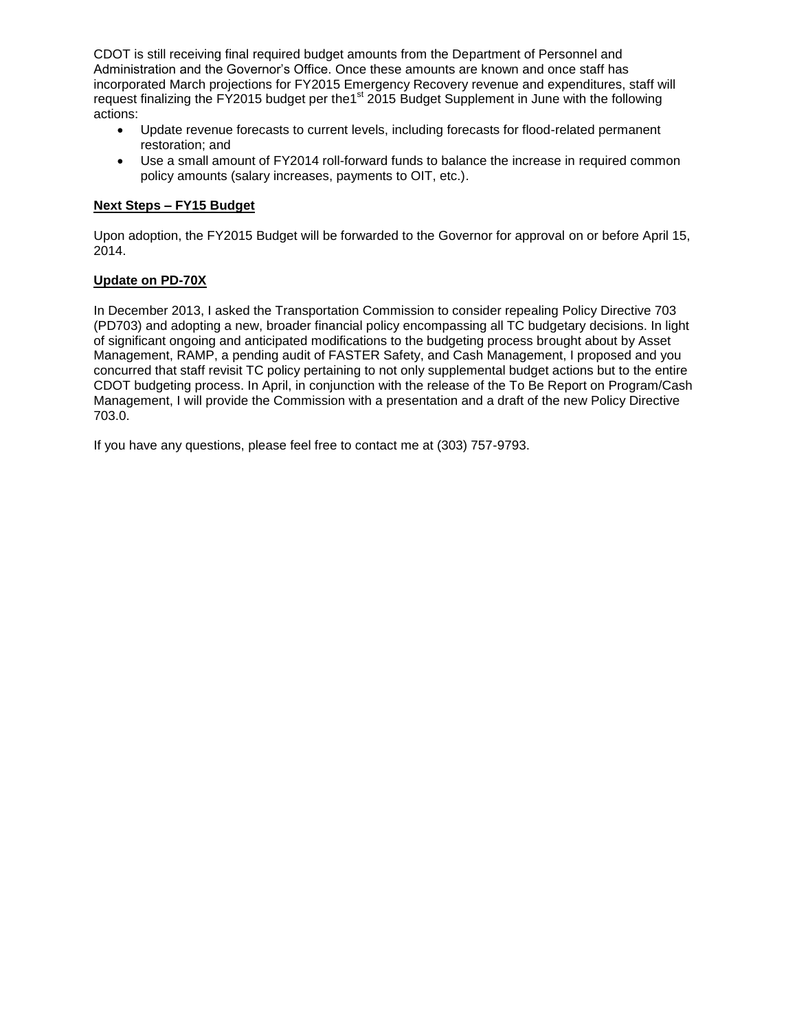CDOT is still receiving final required budget amounts from the Department of Personnel and Administration and the Governor's Office. Once these amounts are known and once staff has incorporated March projections for FY2015 Emergency Recovery revenue and expenditures, staff will request finalizing the FY2015 budget per the1st 2015 Budget Supplement in June with the following actions:

- Update revenue forecasts to current levels, including forecasts for flood-related permanent restoration; and
- Use a small amount of FY2014 roll-forward funds to balance the increase in required common policy amounts (salary increases, payments to OIT, etc.).

**Next Steps – FY15 Budget**

Upon adoption, the FY2015 Budget will be forwarded to the Governor for approval on or before April 15, 2014.

**Update on PD-70X**

In December 2013, I asked the Transportation Commission to consider repealing Policy Directive 703 (PD703) and adopting a new, broader financial policy encompassing all TC budgetary decisions. In light of significant ongoing and anticipated modifications to the budgeting process brought about by Asset Management, RAMP, a pending audit of FASTER Safety, and Cash Management, I proposed and you concurred that staff revisit TC policy pertaining to not only supplemental budget actions but to the entire CDOT budgeting process. In April, in conjunction with the release of the To Be Report on Program/Cash Management, I will provide the Commission with a presentation and a draft of the new Policy Directive 703.0.

If you have any questions, please feel free to contact me at (303) 757-9793.